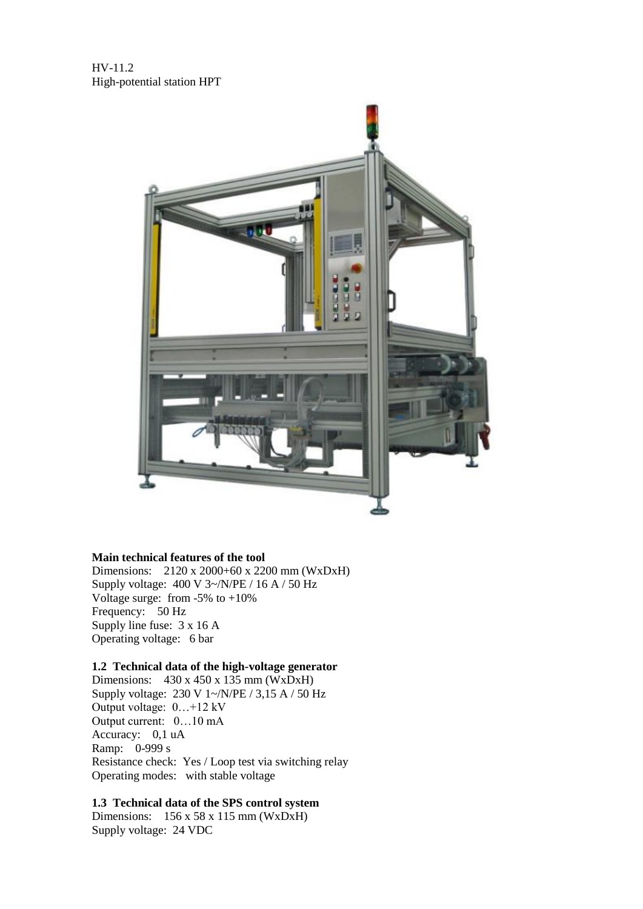HV-11.2
High-potential station HPT

**Main technical features of the tool**

Dimensions: 2120 x 2000+60 x 2200 mm (WxDxH)
Supply voltage: 400 V 3~/N/PE / 16 A / 50 Hz
Voltage surge: from -5% to +10%
Frequency: 50 Hz
Supply line fuse: 3 x 16 A
Operating voltage: 6 bar

**1.2 Technical data of the high-voltage generator**

Dimensions: 430 x 450 x 135 mm (WxDxH)
Supply voltage: 230 V 1~/N/PE / 3,15 A / 50 Hz
Output voltage: 0…+12 kV
Output current: 0…10 mA
Accuracy: 0,1 uA
Ramp: 0-999 s
Resistance check: Yes / Loop test via switching relay
Operating modes: with stable voltage

**1.3 Technical data of the SPS control system**

Dimensions: 156 x 58 x 115 mm (WxDxH)
Supply voltage: 24 VDC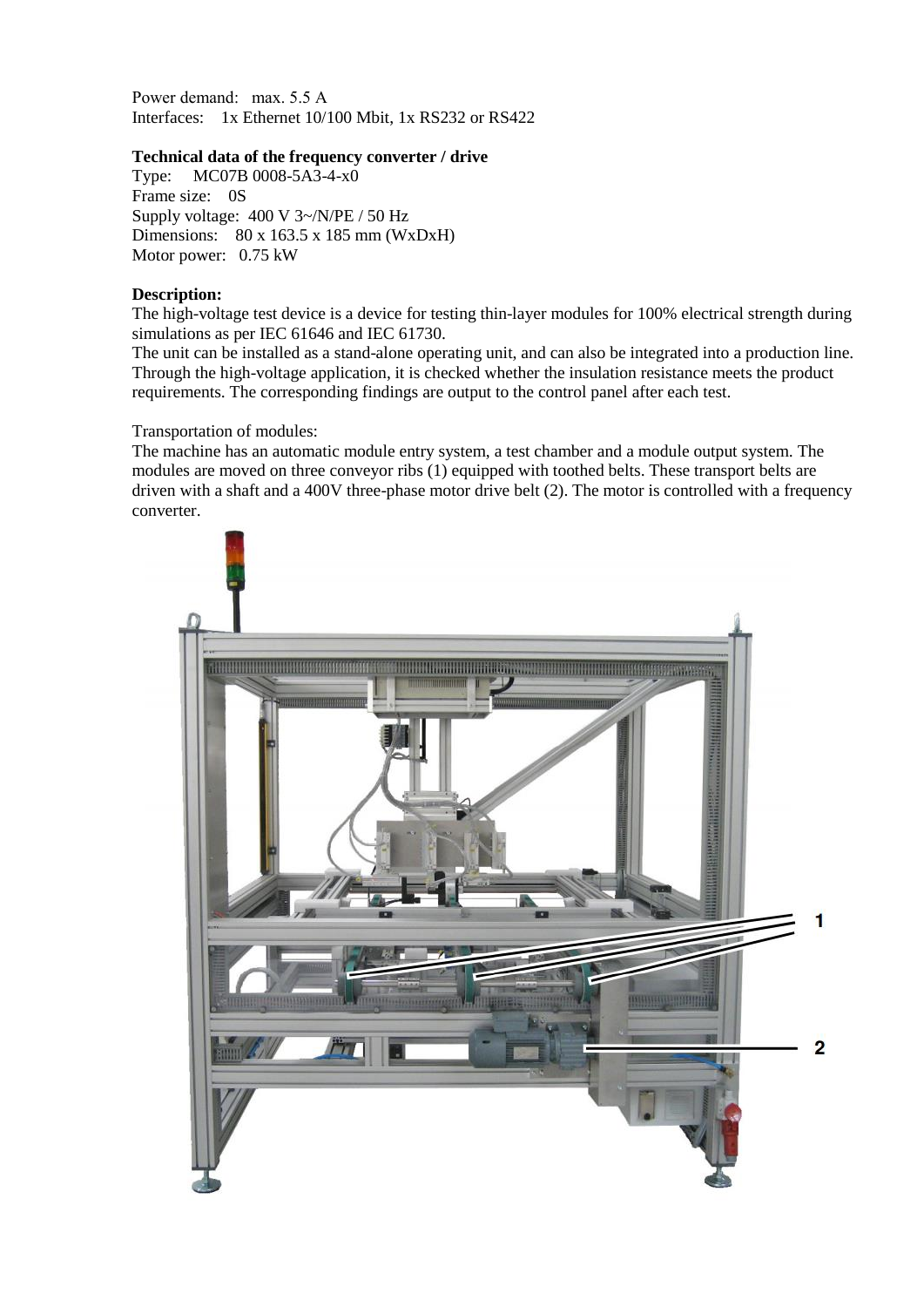Power demand: max. 5.5 A
Interfaces: 1x Ethernet 10/100 Mbit, 1x RS232 or RS422

**Technical data of the frequency converter / drive**

Type: MC07B 0008-5A3-4-x0
Frame size: 0S
Supply voltage: 400 V 3~/N/PE / 50 Hz
Dimensions: 80 x 163.5 x 185 mm (WxDxH)
Motor power: 0.75 kW

**Description:**

The high-voltage test device is a device for testing thin-layer modules for 100% electrical strength during simulations as per IEC 61646 and IEC 61730.
The unit can be installed as a stand-alone operating unit, and can also be integrated into a production line. Through the high-voltage application, it is checked whether the insulation resistance meets the product requirements. The corresponding findings are output to the control panel after each test.

Transportation of modules:
The machine has an automatic module entry system, a test chamber and a module output system. The modules are moved on three conveyor ribs (1) equipped with toothed belts. These transport belts are driven with a shaft and a 400V three-phase motor drive belt (2). The motor is controlled with a frequency converter.

1

2